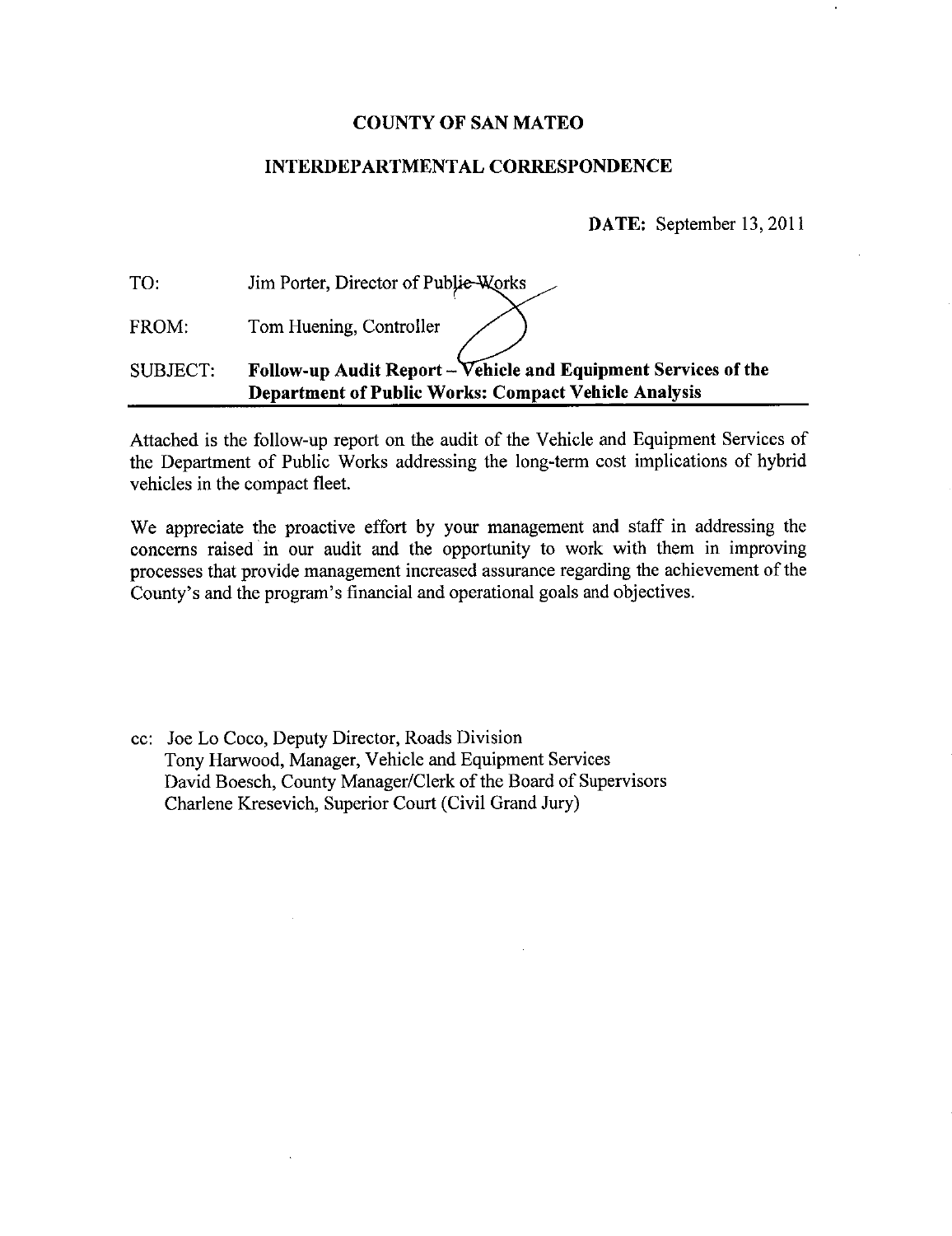**COUNTY OF SAN MATEO**

**INTERDEPARTMENTAL CORRESPONDENCE**

**DATE:** September 13, 2011

TO: Jim Porter, Director of Public Works

FROM: Tom Huening, Controller

SUBJECT: **Follow-up Audit Report – Vehicle and Equipment Services of the Department of Public Works: Compact Vehicle Analysis**

Attached is the follow-up report on the audit of the Vehicle and Equipment Services of the Department of Public Works addressing the long-term cost implications of hybrid vehicles in the compact fleet.

We appreciate the proactive effort by your management and staff in addressing the concerns raised in our audit and the opportunity to work with them in improving processes that provide management increased assurance regarding the achievement of the County's and the program's financial and operational goals and objectives.

cc: Joe Lo Coco, Deputy Director, Roads Division
Tony Harwood, Manager, Vehicle and Equipment Services
David Boesch, County Manager/Clerk of the Board of Supervisors
Charlene Kresevich, Superior Court (Civil Grand Jury)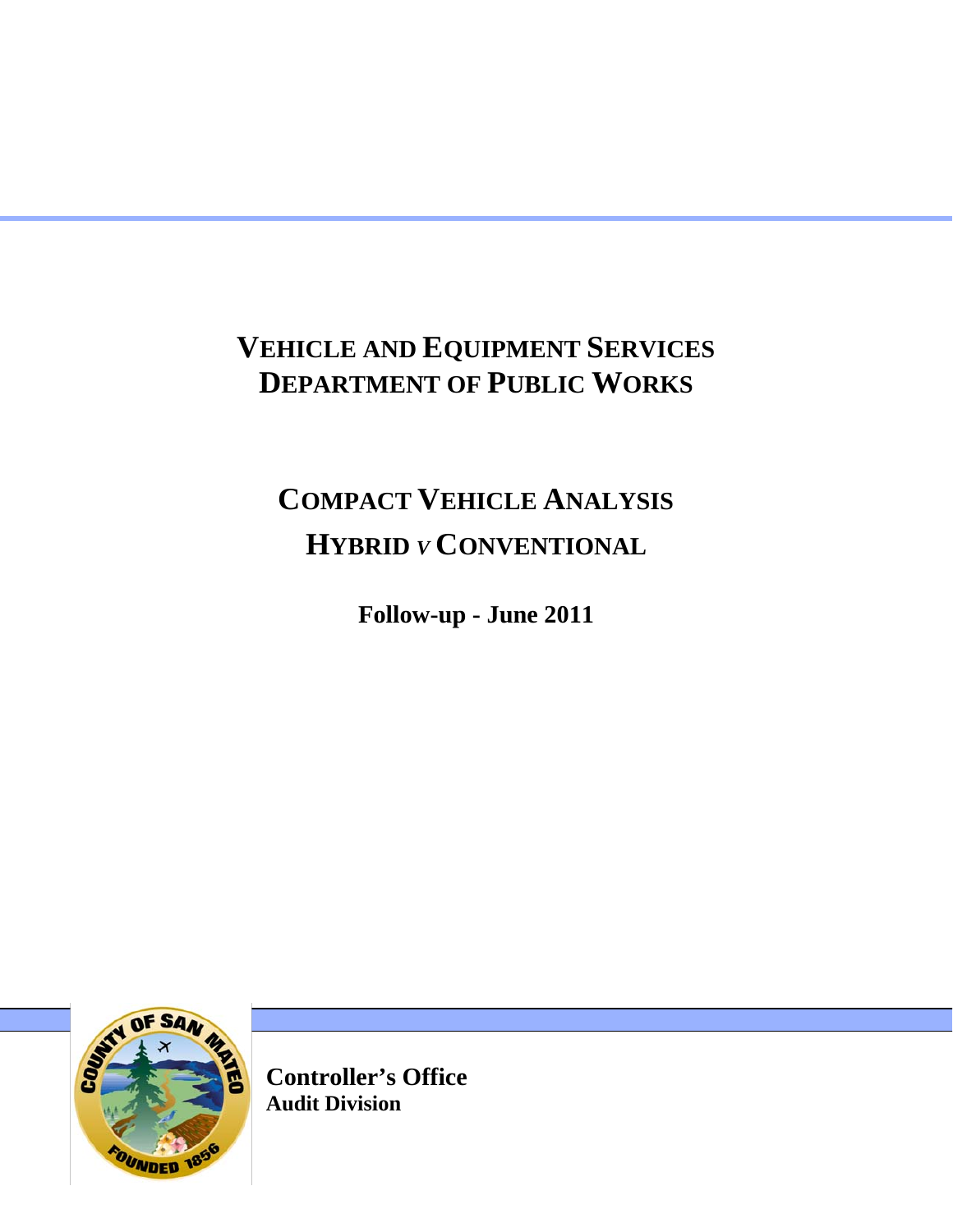# VEHICLE AND EQUIPMENT SERVICES
# DEPARTMENT OF PUBLIC WORKS

## COMPACT VEHICLE ANALYSIS
## HYBRID *v* CONVENTIONAL

**Follow-up - June 2011**

**Controller's Office**
**Audit Division**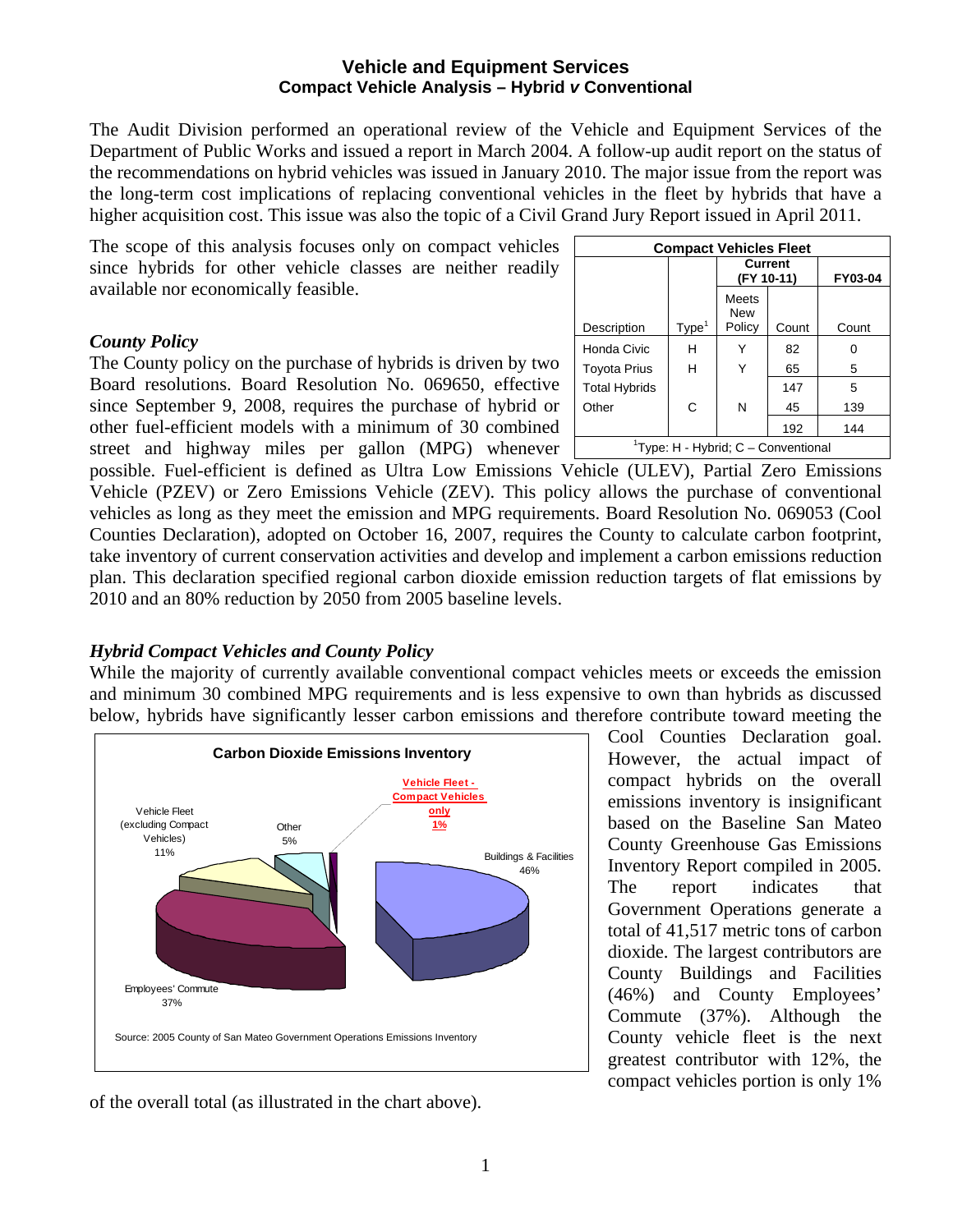# Vehicle and Equipment Services
## Compact Vehicle Analysis – Hybrid *v* Conventional

The Audit Division performed an operational review of the Vehicle and Equipment Services of the Department of Public Works and issued a report in March 2004. A follow-up audit report on the status of the recommendations on hybrid vehicles was issued in January 2010. The major issue from the report was the long-term cost implications of replacing conventional vehicles in the fleet by hybrids that have a higher acquisition cost. This issue was also the topic of a Civil Grand Jury Report issued in April 2011.

The scope of this analysis focuses only on compact vehicles since hybrids for other vehicle classes are neither readily available nor economically feasible.

| **Compact Vehicles Fleet** | | | | |
|---|---|---|---|---|
| | | **Current (FY 10-11)** | | **FY03-04** |
| Description | Type[1] | Meets New Policy | Count | Count |
| Honda Civic | H | Y | 82 | 0 |
| Toyota Prius | H | Y | 65 | 5 |
| Total Hybrids | | | 147 | 5 |
| Other | C | N | 45 | 139 |
| | | | 192 | 144 |

[1]Type: H - Hybrid; C – Conventional

### *County Policy*

The County policy on the purchase of hybrids is driven by two Board resolutions. Board Resolution No. 069650, effective since September 9, 2008, requires the purchase of hybrid or other fuel-efficient models with a minimum of 30 combined street and highway miles per gallon (MPG) whenever possible. Fuel-efficient is defined as Ultra Low Emissions Vehicle (ULEV), Partial Zero Emissions Vehicle (PZEV) or Zero Emissions Vehicle (ZEV). This policy allows the purchase of conventional vehicles as long as they meet the emission and MPG requirements. Board Resolution No. 069053 (Cool Counties Declaration), adopted on October 16, 2007, requires the County to calculate carbon footprint, take inventory of current conservation activities and develop and implement a carbon emissions reduction plan. This declaration specified regional carbon dioxide emission reduction targets of flat emissions by 2010 and an 80% reduction by 2050 from 2005 baseline levels.

### *Hybrid Compact Vehicles and County Policy*

While the majority of currently available conventional compact vehicles meets or exceeds the emission and minimum 30 combined MPG requirements and is less expensive to own than hybrids as discussed below, hybrids have significantly lesser carbon emissions and therefore contribute toward meeting the Cool Counties Declaration goal. However, the actual impact of compact hybrids on the overall emissions inventory is insignificant based on the Baseline San Mateo County Greenhouse Gas Emissions Inventory Report compiled in 2005. The report indicates that Government Operations generate a total of 41,517 metric tons of carbon dioxide. The largest contributors are County Buildings and Facilities (46%) and County Employees' Commute (37%). Although the County vehicle fleet is the next greatest contributor with 12%, the compact vehicles portion is only 1% of the overall total (as illustrated in the chart above).

**Carbon Dioxide Emissions Inventory**

- Buildings & Facilities: 46%
- Employees' Commute: 37%
- Vehicle Fleet (excluding Compact Vehicles): 11%
- Other: 5%
- Vehicle Fleet - Compact Vehicles only: 1%

Source: 2005 County of San Mateo Government Operations Emissions Inventory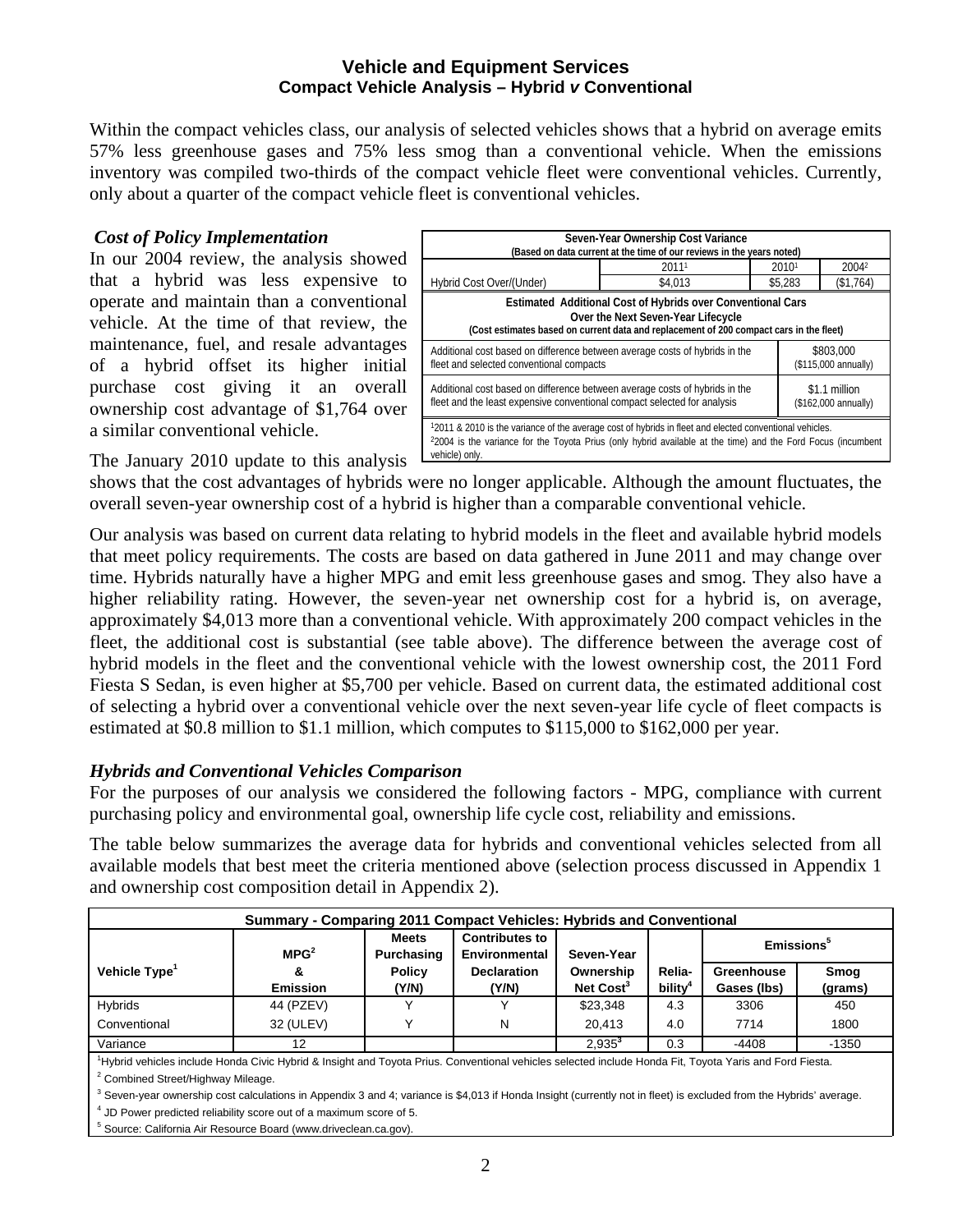**Vehicle and Equipment Services**
**Compact Vehicle Analysis – Hybrid *v* Conventional**

Within the compact vehicles class, our analysis of selected vehicles shows that a hybrid on average emits 57% less greenhouse gases and 75% less smog than a conventional vehicle. When the emissions inventory was compiled two-thirds of the compact vehicle fleet were conventional vehicles. Currently, only about a quarter of the compact vehicle fleet is conventional vehicles.

### *Cost of Policy Implementation*

In our 2004 review, the analysis showed that a hybrid was less expensive to operate and maintain than a conventional vehicle. At the time of that review, the maintenance, fuel, and resale advantages of a hybrid offset its higher initial purchase cost giving it an overall ownership cost advantage of $1,764 over a similar conventional vehicle.

| Seven-Year Ownership Cost Variance (Based on data current at the time of our reviews in the years noted) | | | |
|---|---|---|---|
| | 2011[1] | 2010[1] | 2004[2] |
| Hybrid Cost Over/(Under) | $4,013 | $5,283 | ($1,764) |

| Estimated Additional Cost of Hybrids over Conventional Cars Over the Next Seven-Year Lifecycle (Cost estimates based on current data and replacement of 200 compact cars in the fleet) | |
|---|---|
| Additional cost based on difference between average costs of hybrids in the fleet and selected conventional compacts | $803,000 ($115,000 annually) |
| Additional cost based on difference between average costs of hybrids in the fleet and the least expensive conventional compact selected for analysis | $1.1 million ($162,000 annually) |

[1]2011 & 2010 is the variance of the average cost of hybrids in fleet and elected conventional vehicles.
[2]2004 is the variance for the Toyota Prius (only hybrid available at the time) and the Ford Focus (incumbent vehicle) only.

The January 2010 update to this analysis shows that the cost advantages of hybrids were no longer applicable. Although the amount fluctuates, the overall seven-year ownership cost of a hybrid is higher than a comparable conventional vehicle.

Our analysis was based on current data relating to hybrid models in the fleet and available hybrid models that meet policy requirements. The costs are based on data gathered in June 2011 and may change over time. Hybrids naturally have a higher MPG and emit less greenhouse gases and smog. They also have a higher reliability rating. However, the seven-year net ownership cost for a hybrid is, on average, approximately $4,013 more than a conventional vehicle. With approximately 200 compact vehicles in the fleet, the additional cost is substantial (see table above). The difference between the average cost of hybrid models in the fleet and the conventional vehicle with the lowest ownership cost, the 2011 Ford Fiesta S Sedan, is even higher at $5,700 per vehicle. Based on current data, the estimated additional cost of selecting a hybrid over a conventional vehicle over the next seven-year life cycle of fleet compacts is estimated at $0.8 million to $1.1 million, which computes to $115,000 to $162,000 per year.

### *Hybrids and Conventional Vehicles Comparison*

For the purposes of our analysis we considered the following factors - MPG, compliance with current purchasing policy and environmental goal, ownership life cycle cost, reliability and emissions.

The table below summarizes the average data for hybrids and conventional vehicles selected from all available models that best meet the criteria mentioned above (selection process discussed in Appendix 1 and ownership cost composition detail in Appendix 2).

| Summary - Comparing 2011 Compact Vehicles: Hybrids and Conventional | | | | | | | |
|---|---|---|---|---|---|---|---|
| | | | | | | Emissions[5] | |
| Vehicle Type[1] | MPG[2] & Emission | Meets Purchasing Policy (Y/N) | Contributes to Environmental Declaration (Y/N) | Seven-Year Ownership Net Cost[3] | Relia-bility[4] | Greenhouse Gases (lbs) | Smog (grams) |
| Hybrids | 44 (PZEV) | Y | Y | $23,348 | 4.3 | 3306 | 450 |
| Conventional | 32 (ULEV) | Y | N | 20,413 | 4.0 | 7714 | 1800 |
| Variance | 12 | | | 2,935[3] | 0.3 | -4408 | -1350 |

[1]Hybrid vehicles include Honda Civic Hybrid & Insight and Toyota Prius. Conventional vehicles selected include Honda Fit, Toyota Yaris and Ford Fiesta.
[2] Combined Street/Highway Mileage.
[3] Seven-year ownership cost calculations in Appendix 3 and 4; variance is $4,013 if Honda Insight (currently not in fleet) is excluded from the Hybrids' average.
[4] JD Power predicted reliability score out of a maximum score of 5.
[5] Source: California Air Resource Board (www.driveclean.ca.gov).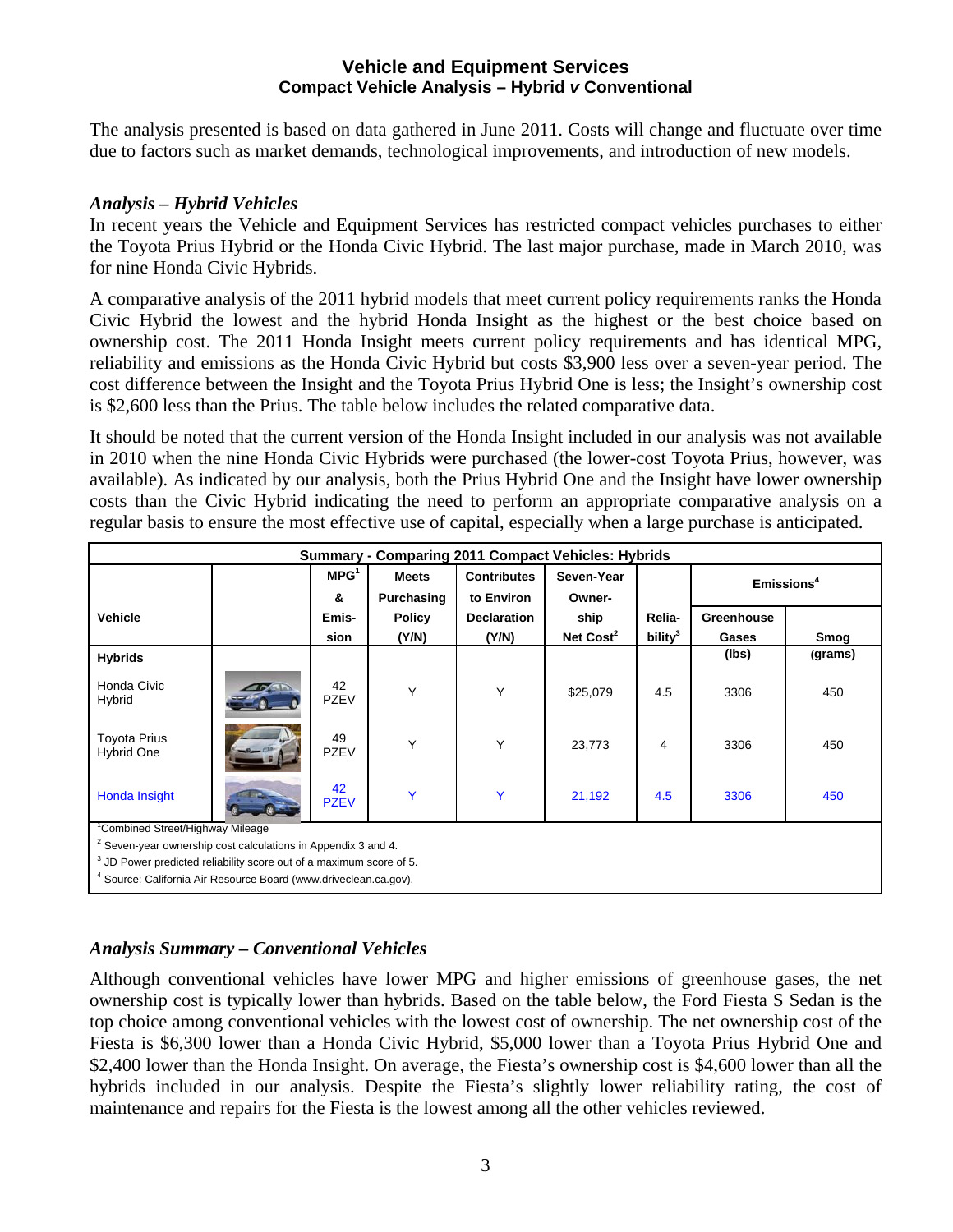## Vehicle and Equipment Services
### Compact Vehicle Analysis – Hybrid *v* Conventional

The analysis presented is based on data gathered in June 2011. Costs will change and fluctuate over time due to factors such as market demands, technological improvements, and introduction of new models.

### *Analysis – Hybrid Vehicles*

In recent years the Vehicle and Equipment Services has restricted compact vehicles purchases to either the Toyota Prius Hybrid or the Honda Civic Hybrid. The last major purchase, made in March 2010, was for nine Honda Civic Hybrids.

A comparative analysis of the 2011 hybrid models that meet current policy requirements ranks the Honda Civic Hybrid the lowest and the hybrid Honda Insight as the highest or the best choice based on ownership cost. The 2011 Honda Insight meets current policy requirements and has identical MPG, reliability and emissions as the Honda Civic Hybrid but costs $3,900 less over a seven-year period. The cost difference between the Insight and the Toyota Prius Hybrid One is less; the Insight's ownership cost is $2,600 less than the Prius. The table below includes the related comparative data.

It should be noted that the current version of the Honda Insight included in our analysis was not available in 2010 when the nine Honda Civic Hybrids were purchased (the lower-cost Toyota Prius, however, was available). As indicated by our analysis, both the Prius Hybrid One and the Insight have lower ownership costs than the Civic Hybrid indicating the need to perform an appropriate comparative analysis on a regular basis to ensure the most effective use of capital, especially when a large purchase is anticipated.

**Summary - Comparing 2011 Compact Vehicles: Hybrids**

| Vehicle | | MPG[1] & Emission | Meets Purchasing Policy (Y/N) | Contributes to Environ Declaration (Y/N) | Seven-Year Ownership Net Cost[2] | Reliability[3] | Emissions[4] Greenhouse Gases (lbs) | Emissions[4] Smog (grams) |
|---|---|---|---|---|---|---|---|---|
| **Hybrids** | | | | | | | | |
| Honda Civic Hybrid | | 42 PZEV | Y | Y | $25,079 | 4.5 | 3306 | 450 |
| Toyota Prius Hybrid One | | 49 PZEV | Y | Y | 23,773 | 4 | 3306 | 450 |
| Honda Insight | | 42 PZEV | Y | Y | 21,192 | 4.5 | 3306 | 450 |

[1]Combined Street/Highway Mileage
[2] Seven-year ownership cost calculations in Appendix 3 and 4.
[3] JD Power predicted reliability score out of a maximum score of 5.
[4] Source: California Air Resource Board (www.driveclean.ca.gov).

### *Analysis Summary – Conventional Vehicles*

Although conventional vehicles have lower MPG and higher emissions of greenhouse gases, the net ownership cost is typically lower than hybrids. Based on the table below, the Ford Fiesta S Sedan is the top choice among conventional vehicles with the lowest cost of ownership. The net ownership cost of the Fiesta is $6,300 lower than a Honda Civic Hybrid, $5,000 lower than a Toyota Prius Hybrid One and $2,400 lower than the Honda Insight. On average, the Fiesta's ownership cost is $4,600 lower than all the hybrids included in our analysis. Despite the Fiesta's slightly lower reliability rating, the cost of maintenance and repairs for the Fiesta is the lowest among all the other vehicles reviewed.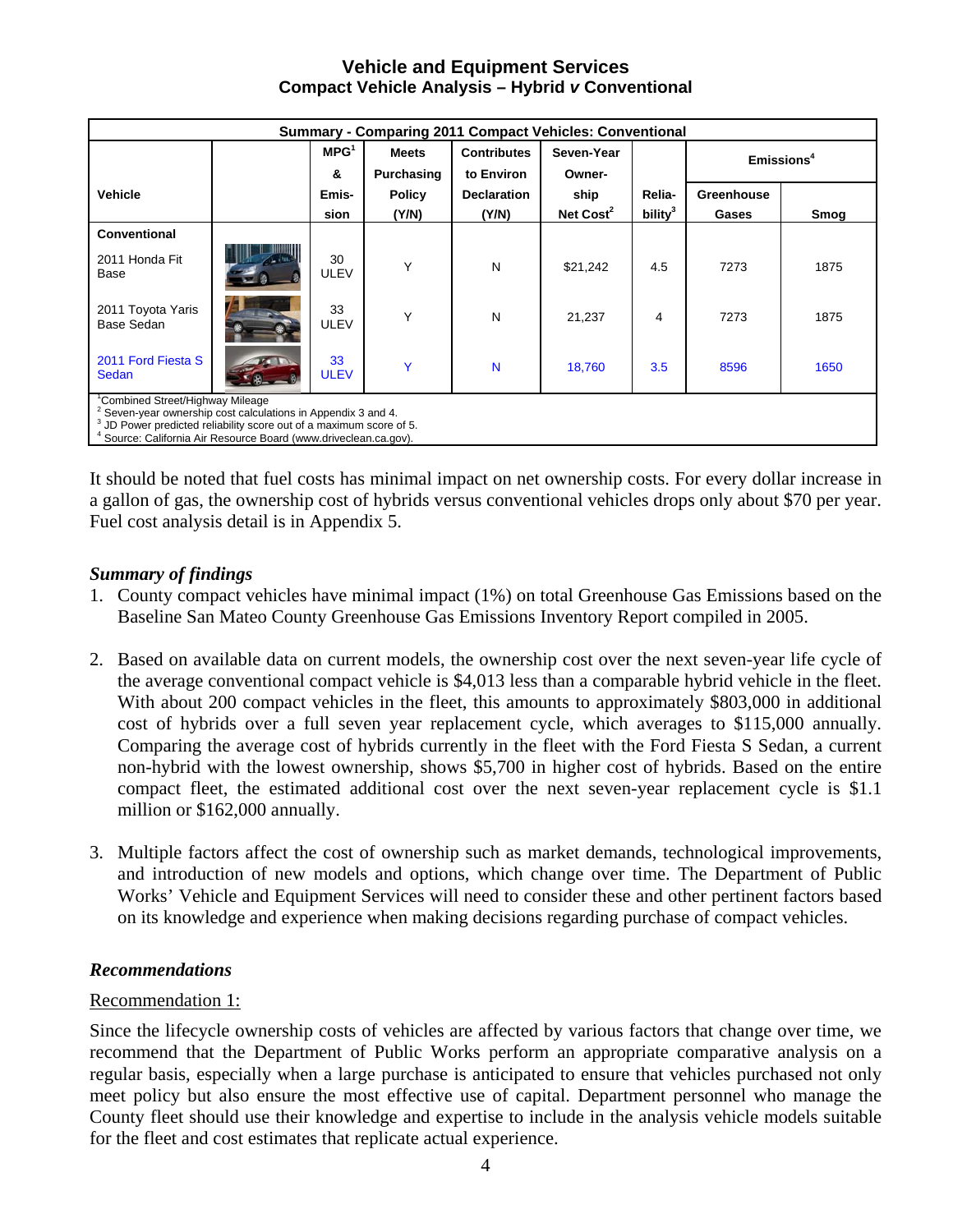# Vehicle and Equipment Services
## Compact Vehicle Analysis – Hybrid *v* Conventional

| Summary - Comparing 2011 Compact Vehicles: Conventional | | | | | | | | |
|---|---|---|---|---|---|---|---|---|
| Vehicle | | MPG[1] & Emission | Meets Purchasing Policy (Y/N) | Contributes to Environ Declaration (Y/N) | Seven-Year Ownership Net Cost[2] | Reliability[3] | Emissions[4] | |
| | | | | | | | Greenhouse Gases | Smog |
| **Conventional** | | | | | | | | |
| 2011 Honda Fit Base | | 30 ULEV | Y | N | $21,242 | 4.5 | 7273 | 1875 |
| 2011 Toyota Yaris Base Sedan | | 33 ULEV | Y | N | 21,237 | 4 | 7273 | 1875 |
| 2011 Ford Fiesta S Sedan | | 33 ULEV | Y | N | 18,760 | 3.5 | 8596 | 1650 |

[1] Combined Street/Highway Mileage
[2] Seven-year ownership cost calculations in Appendix 3 and 4.
[3] JD Power predicted reliability score out of a maximum score of 5.
[4] Source: California Air Resource Board (www.driveclean.ca.gov).

It should be noted that fuel costs has minimal impact on net ownership costs. For every dollar increase in a gallon of gas, the ownership cost of hybrids versus conventional vehicles drops only about $70 per year. Fuel cost analysis detail is in Appendix 5.

### *Summary of findings*

1. County compact vehicles have minimal impact (1%) on total Greenhouse Gas Emissions based on the Baseline San Mateo County Greenhouse Gas Emissions Inventory Report compiled in 2005.

2. Based on available data on current models, the ownership cost over the next seven-year life cycle of the average conventional compact vehicle is $4,013 less than a comparable hybrid vehicle in the fleet. With about 200 compact vehicles in the fleet, this amounts to approximately $803,000 in additional cost of hybrids over a full seven year replacement cycle, which averages to $115,000 annually. Comparing the average cost of hybrids currently in the fleet with the Ford Fiesta S Sedan, a current non-hybrid with the lowest ownership, shows $5,700 in higher cost of hybrids. Based on the entire compact fleet, the estimated additional cost over the next seven-year replacement cycle is $1.1 million or $162,000 annually.

3. Multiple factors affect the cost of ownership such as market demands, technological improvements, and introduction of new models and options, which change over time. The Department of Public Works' Vehicle and Equipment Services will need to consider these and other pertinent factors based on its knowledge and experience when making decisions regarding purchase of compact vehicles.

### *Recommendations*

Recommendation 1:

Since the lifecycle ownership costs of vehicles are affected by various factors that change over time, we recommend that the Department of Public Works perform an appropriate comparative analysis on a regular basis, especially when a large purchase is anticipated to ensure that vehicles purchased not only meet policy but also ensure the most effective use of capital. Department personnel who manage the County fleet should use their knowledge and expertise to include in the analysis vehicle models suitable for the fleet and cost estimates that replicate actual experience.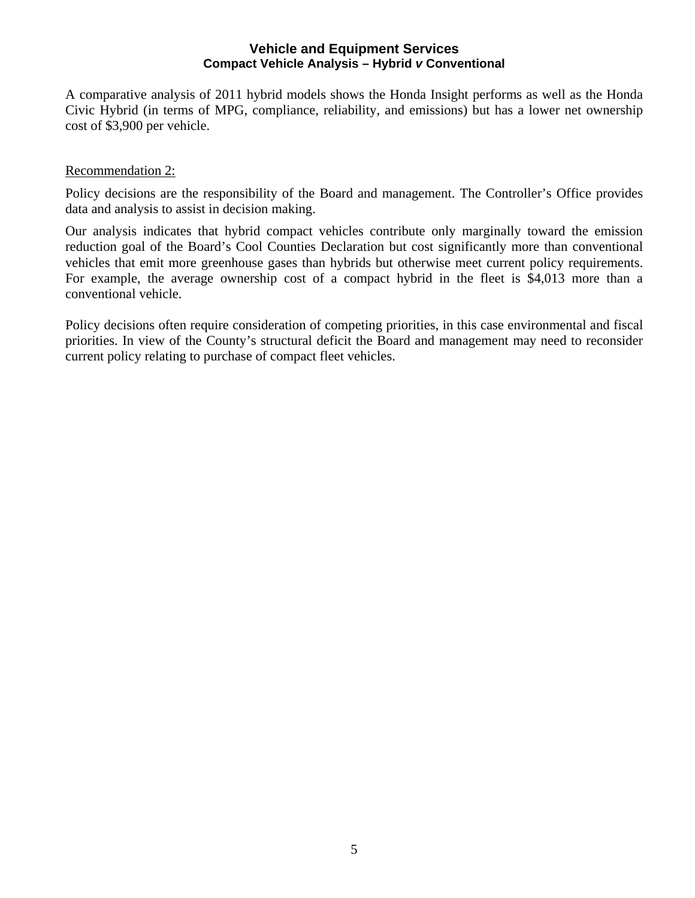A comparative analysis of 2011 hybrid models shows the Honda Insight performs as well as the Honda Civic Hybrid (in terms of MPG, compliance, reliability, and emissions) but has a lower net ownership cost of $3,900 per vehicle.

Recommendation 2:

Policy decisions are the responsibility of the Board and management. The Controller's Office provides data and analysis to assist in decision making.

Our analysis indicates that hybrid compact vehicles contribute only marginally toward the emission reduction goal of the Board's Cool Counties Declaration but cost significantly more than conventional vehicles that emit more greenhouse gases than hybrids but otherwise meet current policy requirements. For example, the average ownership cost of a compact hybrid in the fleet is $4,013 more than a conventional vehicle.

Policy decisions often require consideration of competing priorities, in this case environmental and fiscal priorities. In view of the County's structural deficit the Board and management may need to reconsider current policy relating to purchase of compact fleet vehicles.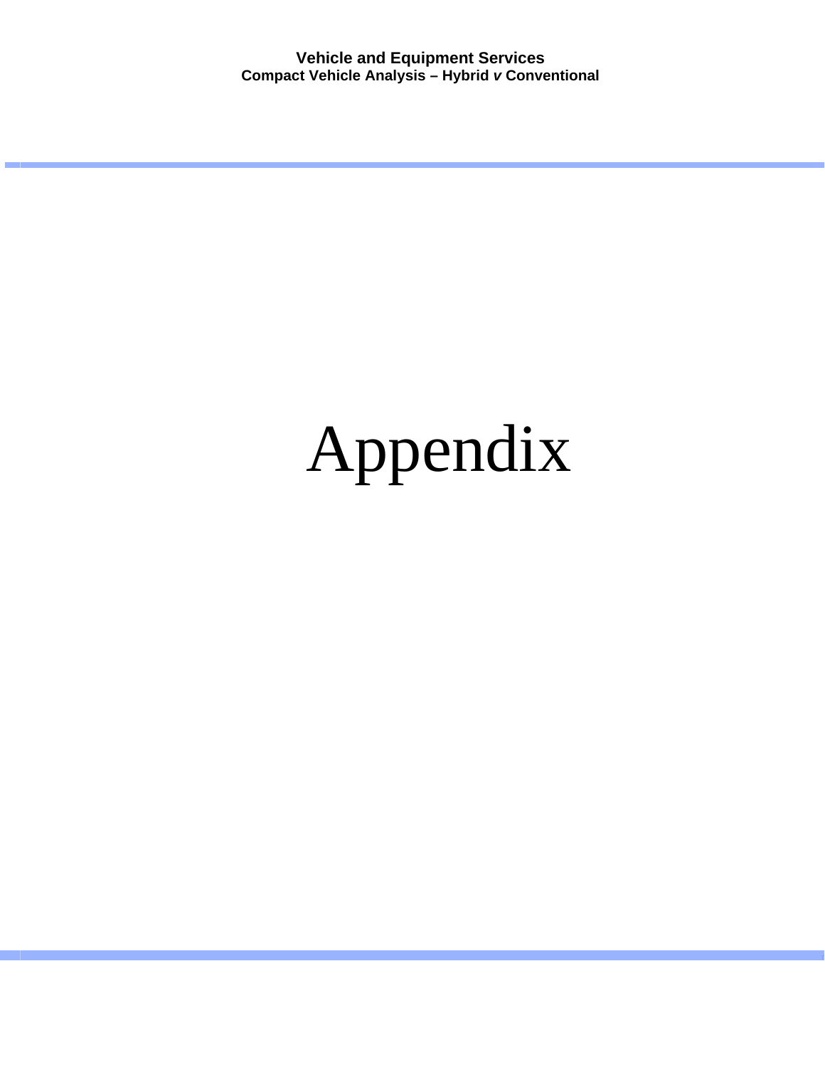# Appendix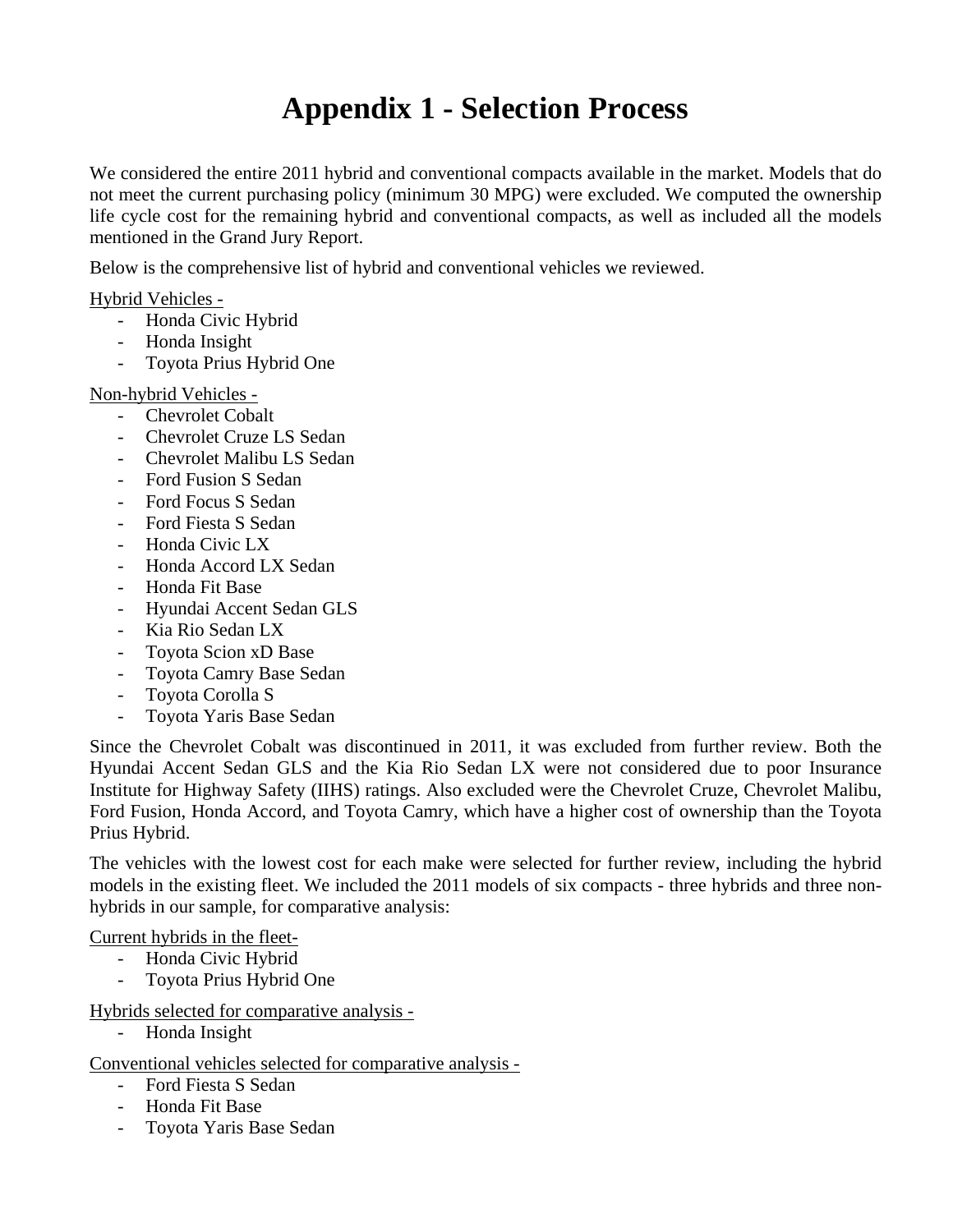# Appendix 1 - Selection Process

We considered the entire 2011 hybrid and conventional compacts available in the market. Models that do not meet the current purchasing policy (minimum 30 MPG) were excluded. We computed the ownership life cycle cost for the remaining hybrid and conventional compacts, as well as included all the models mentioned in the Grand Jury Report.

Below is the comprehensive list of hybrid and conventional vehicles we reviewed.

<u>Hybrid Vehicles -</u>

- Honda Civic Hybrid
- Honda Insight
- Toyota Prius Hybrid One

<u>Non-hybrid Vehicles -</u>

- Chevrolet Cobalt
- Chevrolet Cruze LS Sedan
- Chevrolet Malibu LS Sedan
- Ford Fusion S Sedan
- Ford Focus S Sedan
- Ford Fiesta S Sedan
- Honda Civic LX
- Honda Accord LX Sedan
- Honda Fit Base
- Hyundai Accent Sedan GLS
- Kia Rio Sedan LX
- Toyota Scion xD Base
- Toyota Camry Base Sedan
- Toyota Corolla S
- Toyota Yaris Base Sedan

Since the Chevrolet Cobalt was discontinued in 2011, it was excluded from further review. Both the Hyundai Accent Sedan GLS and the Kia Rio Sedan LX were not considered due to poor Insurance Institute for Highway Safety (IIHS) ratings. Also excluded were the Chevrolet Cruze, Chevrolet Malibu, Ford Fusion, Honda Accord, and Toyota Camry, which have a higher cost of ownership than the Toyota Prius Hybrid.

The vehicles with the lowest cost for each make were selected for further review, including the hybrid models in the existing fleet. We included the 2011 models of six compacts - three hybrids and three non-hybrids in our sample, for comparative analysis:

<u>Current hybrids in the fleet-</u>

- Honda Civic Hybrid
- Toyota Prius Hybrid One

<u>Hybrids selected for comparative analysis -</u>

- Honda Insight

<u>Conventional vehicles selected for comparative analysis -</u>

- Ford Fiesta S Sedan
- Honda Fit Base
- Toyota Yaris Base Sedan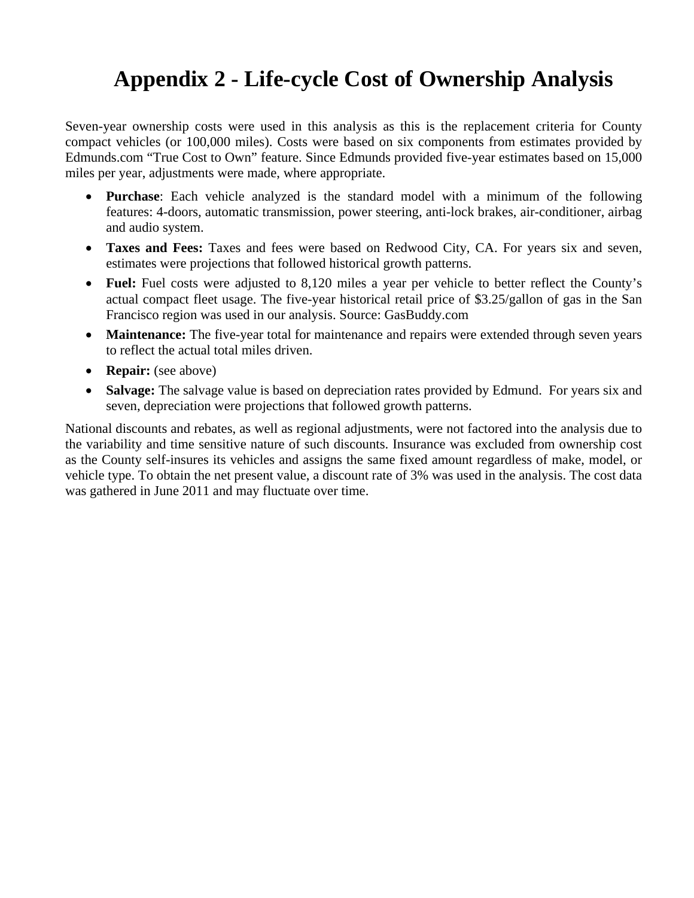# Appendix 2 - Life-cycle Cost of Ownership Analysis

Seven-year ownership costs were used in this analysis as this is the replacement criteria for County compact vehicles (or 100,000 miles). Costs were based on six components from estimates provided by Edmunds.com "True Cost to Own" feature. Since Edmunds provided five-year estimates based on 15,000 miles per year, adjustments were made, where appropriate.

- **Purchase**: Each vehicle analyzed is the standard model with a minimum of the following features: 4-doors, automatic transmission, power steering, anti-lock brakes, air-conditioner, airbag and audio system.
- **Taxes and Fees:** Taxes and fees were based on Redwood City, CA. For years six and seven, estimates were projections that followed historical growth patterns.
- **Fuel:** Fuel costs were adjusted to 8,120 miles a year per vehicle to better reflect the County's actual compact fleet usage. The five-year historical retail price of $3.25/gallon of gas in the San Francisco region was used in our analysis. Source: GasBuddy.com
- **Maintenance:** The five-year total for maintenance and repairs were extended through seven years to reflect the actual total miles driven.
- **Repair:** (see above)
- **Salvage:** The salvage value is based on depreciation rates provided by Edmund. For years six and seven, depreciation were projections that followed growth patterns.

National discounts and rebates, as well as regional adjustments, were not factored into the analysis due to the variability and time sensitive nature of such discounts. Insurance was excluded from ownership cost as the County self-insures its vehicles and assigns the same fixed amount regardless of make, model, or vehicle type. To obtain the net present value, a discount rate of 3% was used in the analysis. The cost data was gathered in June 2011 and may fluctuate over time.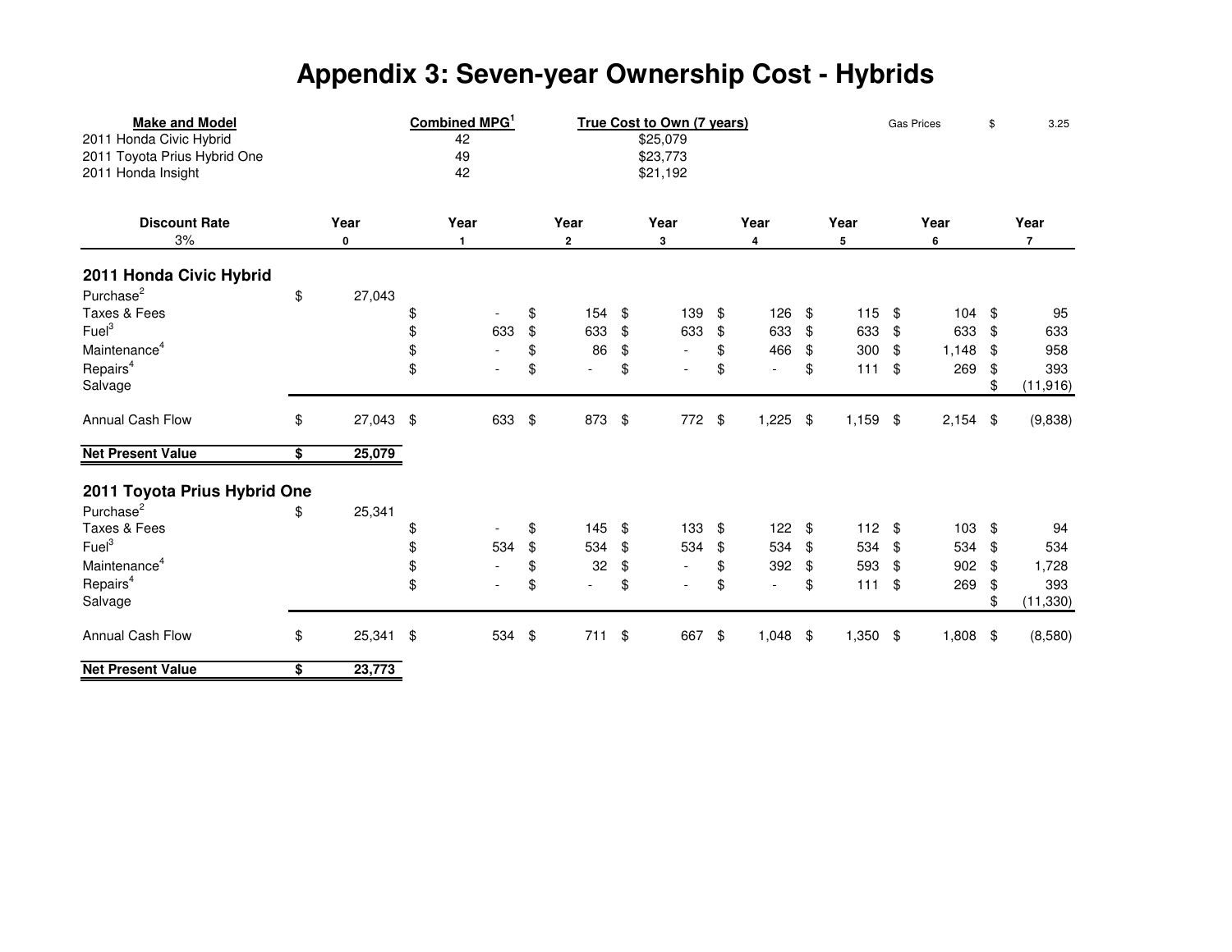# Appendix 3: Seven-year Ownership Cost - Hybrids

| Make and Model | Combined MPG[1] | True Cost to Own (7 years) |
|---|---|---|
| 2011 Honda Civic Hybrid | 42 | $25,079 |
| 2011 Toyota Prius Hybrid One | 49 | $23,773 |
| 2011 Honda Insight | 42 | $21,192 |

Gas Prices $ 3.25

| Discount Rate 3% | Year 0 | Year 1 | Year 2 | Year 3 | Year 4 | Year 5 | Year 6 | Year 7 |
|---|---|---|---|---|---|---|---|---|
| **2011 Honda Civic Hybrid** | | | | | | | | |
| Purchase[2] | $ 27,043 | | | | | | | |
| Taxes & Fees | | $ - | $ 154 | $ 139 | $ 126 | $ 115 | $ 104 | $ 95 |
| Fuel[3] | | $ 633 | $ 633 | $ 633 | $ 633 | $ 633 | $ 633 | $ 633 |
| Maintenance[4] | | $ - | $ 86 | $ - | $ 466 | $ 300 | $ 1,148 | $ 958 |
| Repairs[4] | | $ - | $ - | $ - | $ - | $ 111 | $ 269 | $ 393 |
| Salvage | | | | | | | | $ (11,916) |
| Annual Cash Flow | $ 27,043 | $ 633 | $ 873 | $ 772 | $ 1,225 | $ 1,159 | $ 2,154 | $ (9,838) |
| **Net Present Value** | **$ 25,079** | | | | | | | |
| **2011 Toyota Prius Hybrid One** | | | | | | | | |
| Purchase[2] | $ 25,341 | | | | | | | |
| Taxes & Fees | | $ - | $ 145 | $ 133 | $ 122 | $ 112 | $ 103 | $ 94 |
| Fuel[3] | | $ 534 | $ 534 | $ 534 | $ 534 | $ 534 | $ 534 | $ 534 |
| Maintenance[4] | | $ - | $ 32 | $ - | $ 392 | $ 593 | $ 902 | $ 1,728 |
| Repairs[4] | | $ - | $ - | $ - | $ - | $ 111 | $ 269 | $ 393 |
| Salvage | | | | | | | | $ (11,330) |
| Annual Cash Flow | $ 25,341 | $ 534 | $ 711 | $ 667 | $ 1,048 | $ 1,350 | $ 1,808 | $ (8,580) |
| **Net Present Value** | **$ 23,773** | | | | | | | |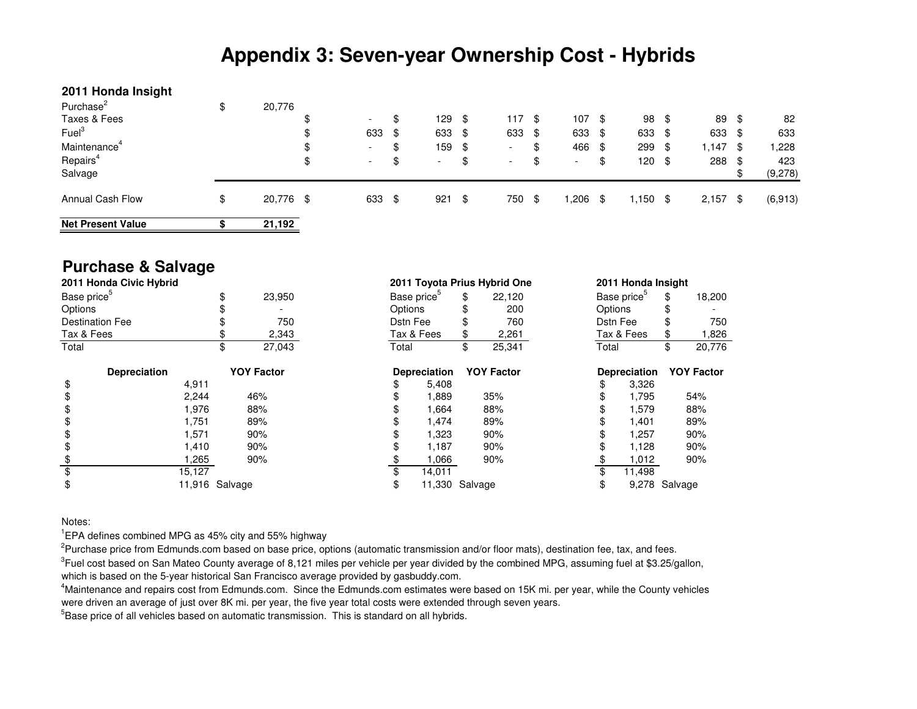# Appendix 3: Seven-year Ownership Cost - Hybrids

### 2011 Honda Insight

| | | | | | | | | |
|---|---|---|---|---|---|---|---|---|
| Purchase[2] | $ 20,776 | | | | | | | |
| Taxes & Fees | | $ - | $ 129 | $ 117 | $ 107 | $ 98 | $ 89 | $ 82 |
| Fuel[3] | | $ 633 | $ 633 | $ 633 | $ 633 | $ 633 | $ 633 | $ 633 |
| Maintenance[4] | | $ - | $ 159 | $ - | $ 466 | $ 299 | $ 1,147 | $ 1,228 |
| Repairs[4] | | $ - | $ - | $ - | $ - | $ 120 | $ 288 | $ 423 |
| Salvage | | | | | | | | $ (9,278) |
| Annual Cash Flow | $ 20,776 | $ 633 | $ 921 | $ 750 | $ 1,206 | $ 1,150 | $ 2,157 | $ (6,913) |
| **Net Present Value** | **$ 21,192** | | | | | | | |

## Purchase & Salvage

**2011 Honda Civic Hybrid**

| | |
|---|---|
| Base price[5] | $ 23,950 |
| Options | $ - |
| Destination Fee | $ 750 |
| Tax & Fees | $ 2,343 |
| Total | $ 27,043 |

| Depreciation | YOY Factor |
|---|---|
| $ 4,911 | |
| $ 2,244 | 46% |
| $ 1,976 | 88% |
| $ 1,751 | 89% |
| $ 1,571 | 90% |
| $ 1,410 | 90% |
| $ 1,265 | 90% |
| $ 15,127 | |
| $ 11,916 | Salvage |

**2011 Toyota Prius Hybrid One**

| | |
|---|---|
| Base price[5] | $ 22,120 |
| Options | $ 200 |
| Dstn Fee | $ 760 |
| Tax & Fees | $ 2,261 |
| Total | $ 25,341 |

| Depreciation | YOY Factor |
|---|---|
| $ 5,408 | |
| $ 1,889 | 35% |
| $ 1,664 | 88% |
| $ 1,474 | 89% |
| $ 1,323 | 90% |
| $ 1,187 | 90% |
| $ 1,066 | 90% |
| $ 14,011 | |
| $ 11,330 | Salvage |

**2011 Honda Insight**

| | |
|---|---|
| Base price[5] | $ 18,200 |
| Options | $ - |
| Dstn Fee | $ 750 |
| Tax & Fees | $ 1,826 |
| Total | $ 20,776 |

| Depreciation | YOY Factor |
|---|---|
| $ 3,326 | |
| $ 1,795 | 54% |
| $ 1,579 | 88% |
| $ 1,401 | 89% |
| $ 1,257 | 90% |
| $ 1,128 | 90% |
| $ 1,012 | 90% |
| $ 11,498 | |
| $ 9,278 | Salvage |

Notes:

[1]EPA defines combined MPG as 45% city and 55% highway

[2]Purchase price from Edmunds.com based on base price, options (automatic transmission and/or floor mats), destination fee, tax, and fees.

[3]Fuel cost based on San Mateo County average of 8,121 miles per vehicle per year divided by the combined MPG, assuming fuel at $3.25/gallon, which is based on the 5-year historical San Francisco average provided by gasbuddy.com.

[4]Maintenance and repairs cost from Edmunds.com. Since the Edmunds.com estimates were based on 15K mi. per year, while the County vehicles were driven an average of just over 8K mi. per year, the five year total costs were extended through seven years.

[5]Base price of all vehicles based on automatic transmission. This is standard on all hybrids.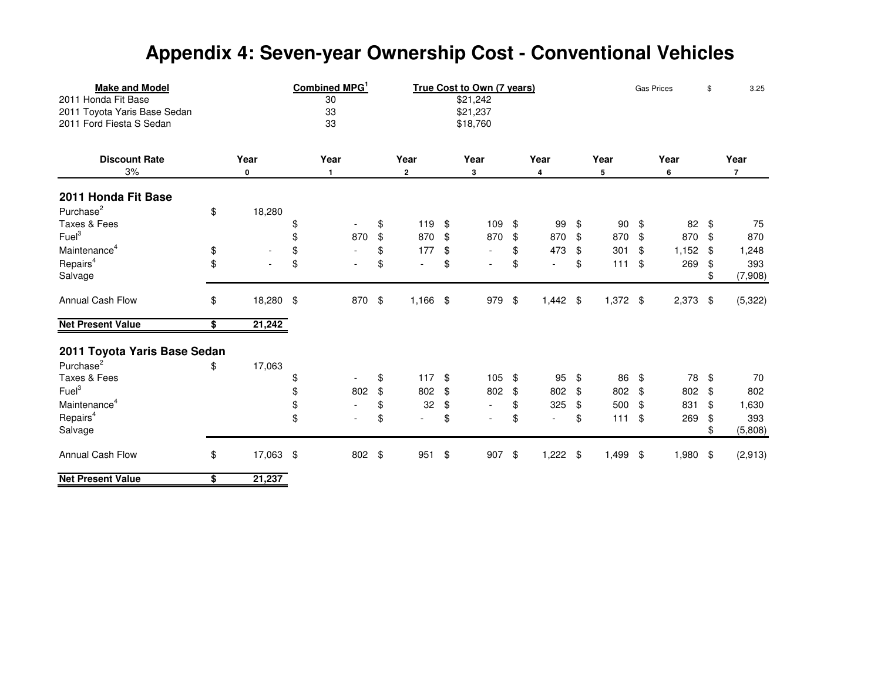# Appendix 4: Seven-year Ownership Cost - Conventional Vehicles

| Make and Model | Combined MPG[1] | True Cost to Own (7 years) |
|---|---|---|
| 2011 Honda Fit Base | 30 | $21,242 |
| 2011 Toyota Yaris Base Sedan | 33 | $21,237 |
| 2011 Ford Fiesta S Sedan | 33 | $18,760 |

Gas Prices $ 3.25

| Discount Rate 3% | Year 0 | Year 1 | Year 2 | Year 3 | Year 4 | Year 5 | Year 6 | Year 7 |
|---|---|---|---|---|---|---|---|---|
| **2011 Honda Fit Base** | | | | | | | | |
| Purchase[2] | $ 18,280 | | | | | | | |
| Taxes & Fees | | $ - | $ 119 | $ 109 | $ 99 | $ 90 | $ 82 | $ 75 |
| Fuel[3] | | $ 870 | $ 870 | $ 870 | $ 870 | $ 870 | $ 870 | $ 870 |
| Maintenance[4] | $ - | $ - | $ 177 | $ - | $ 473 | $ 301 | $ 1,152 | $ 1,248 |
| Repairs[4] | $ - | $ - | $ - | $ - | $ - | $ 111 | $ 269 | $ 393 |
| Salvage | | | | | | | | $ (7,908) |
| Annual Cash Flow | $ 18,280 | $ 870 | $ 1,166 | $ 979 | $ 1,442 | $ 1,372 | $ 2,373 | $ (5,322) |
| **Net Present Value** | **$ 21,242** | | | | | | | |
| **2011 Toyota Yaris Base Sedan** | | | | | | | | |
| Purchase[2] | $ 17,063 | | | | | | | |
| Taxes & Fees | | $ - | $ 117 | $ 105 | $ 95 | $ 86 | $ 78 | $ 70 |
| Fuel[3] | | $ 802 | $ 802 | $ 802 | $ 802 | $ 802 | $ 802 | $ 802 |
| Maintenance[4] | | $ - | $ 32 | $ - | $ 325 | $ 500 | $ 831 | $ 1,630 |
| Repairs[4] | | $ - | $ - | $ - | $ - | $ 111 | $ 269 | $ 393 |
| Salvage | | | | | | | | $ (5,808) |
| Annual Cash Flow | $ 17,063 | $ 802 | $ 951 | $ 907 | $ 1,222 | $ 1,499 | $ 1,980 | $ (2,913) |
| **Net Present Value** | **$ 21,237** | | | | | | | |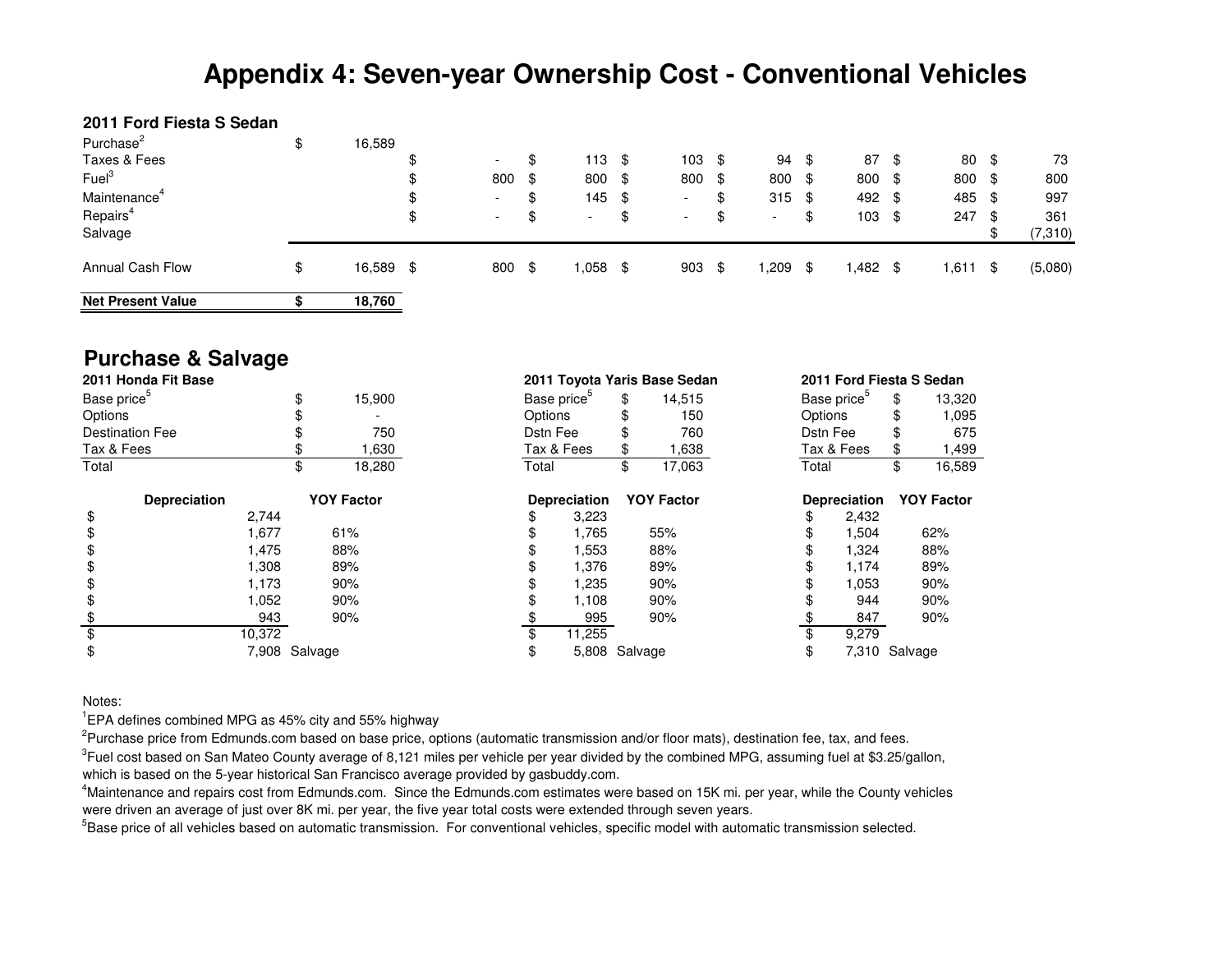# Appendix 4: Seven-year Ownership Cost - Conventional Vehicles

**2011 Ford Fiesta S Sedan**

| | | | | | | | | |
|---|---|---|---|---|---|---|---|---|
| Purchase[2] | $ 16,589 | | | | | | | |
| Taxes & Fees | | $ - | $ 113 | $ 103 | $ 94 | $ 87 | $ 80 | $ 73 |
| Fuel[3] | | $ 800 | $ 800 | $ 800 | $ 800 | $ 800 | $ 800 | $ 800 |
| Maintenance[4] | | $ - | $ 145 | $ - | $ 315 | $ 492 | $ 485 | $ 997 |
| Repairs[4] | | $ - | $ - | $ - | $ - | $ 103 | $ 247 | $ 361 |
| Salvage | | | | | | | | $ (7,310) |
| Annual Cash Flow | $ 16,589 | $ 800 | $ 1,058 | $ 903 | $ 1,209 | $ 1,482 | $ 1,611 | $ (5,080) |
| **Net Present Value** | **$ 18,760** | | | | | | | |

## Purchase & Salvage

**2011 Honda Fit Base**

| | |
|---|---|
| Base price[5] | $ 15,900 |
| Options | $ - |
| Destination Fee | $ 750 |
| Tax & Fees | $ 1,630 |
| Total | $ 18,280 |

| Depreciation | YOY Factor |
|---|---|
| $ 2,744 | |
| $ 1,677 | 61% |
| $ 1,475 | 88% |
| $ 1,308 | 89% |
| $ 1,173 | 90% |
| $ 1,052 | 90% |
| $ 943 | 90% |
| $ 10,372 | |
| $ 7,908 | Salvage |

**2011 Toyota Yaris Base Sedan**

| | |
|---|---|
| Base price[5] | $ 14,515 |
| Options | $ 150 |
| Dstn Fee | $ 760 |
| Tax & Fees | $ 1,638 |
| Total | $ 17,063 |

| Depreciation | YOY Factor |
|---|---|
| $ 3,223 | |
| $ 1,765 | 55% |
| $ 1,553 | 88% |
| $ 1,376 | 89% |
| $ 1,235 | 90% |
| $ 1,108 | 90% |
| $ 995 | 90% |
| $ 11,255 | |
| $ 5,808 | Salvage |

**2011 Ford Fiesta S Sedan**

| | |
|---|---|
| Base price[5] | $ 13,320 |
| Options | $ 1,095 |
| Dstn Fee | $ 675 |
| Tax & Fees | $ 1,499 |
| Total | $ 16,589 |

| Depreciation | YOY Factor |
|---|---|
| $ 2,432 | |
| $ 1,504 | 62% |
| $ 1,324 | 88% |
| $ 1,174 | 89% |
| $ 1,053 | 90% |
| $ 944 | 90% |
| $ 847 | 90% |
| $ 9,279 | |
| $ 7,310 | Salvage |

Notes:

[1]EPA defines combined MPG as 45% city and 55% highway

[2]Purchase price from Edmunds.com based on base price, options (automatic transmission and/or floor mats), destination fee, tax, and fees.

[3]Fuel cost based on San Mateo County average of 8,121 miles per vehicle per year divided by the combined MPG, assuming fuel at $3.25/gallon, which is based on the 5-year historical San Francisco average provided by gasbuddy.com.

[4]Maintenance and repairs cost from Edmunds.com. Since the Edmunds.com estimates were based on 15K mi. per year, while the County vehicles were driven an average of just over 8K mi. per year, the five year total costs were extended through seven years.

[5]Base price of all vehicles based on automatic transmission. For conventional vehicles, specific model with automatic transmission selected.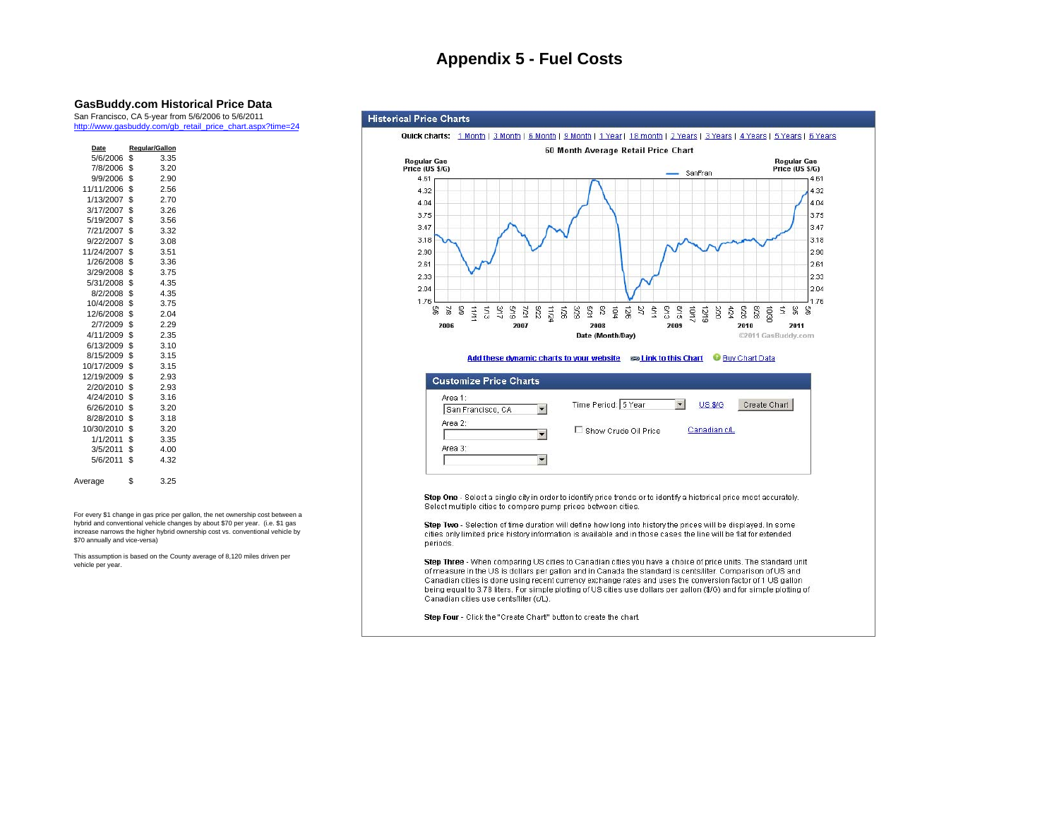# Appendix 5 - Fuel Costs

### GasBuddy.com Historical Price Data

San Francisco, CA 5-year from 5/6/2006 to 5/6/2011
http://www.gasbuddy.com/gb_retail_price_chart.aspx?time=24

| Date | | Regular/Gallon |
|---|---|---|
| 5/6/2006 | $ | 3.35 |
| 7/8/2006 | $ | 3.20 |
| 9/9/2006 | $ | 2.90 |
| 11/11/2006 | $ | 2.56 |
| 1/13/2007 | $ | 2.70 |
| 3/17/2007 | $ | 3.26 |
| 5/19/2007 | $ | 3.56 |
| 7/21/2007 | $ | 3.32 |
| 9/22/2007 | $ | 3.08 |
| 11/24/2007 | $ | 3.51 |
| 1/26/2008 | $ | 3.36 |
| 3/29/2008 | $ | 3.75 |
| 5/31/2008 | $ | 4.35 |
| 8/2/2008 | $ | 4.35 |
| 10/4/2008 | $ | 3.75 |
| 12/6/2008 | $ | 2.04 |
| 2/7/2009 | $ | 2.29 |
| 4/11/2009 | $ | 2.35 |
| 6/13/2009 | $ | 3.10 |
| 8/15/2009 | $ | 3.15 |
| 10/17/2009 | $ | 3.15 |
| 12/19/2009 | $ | 2.93 |
| 2/20/2010 | $ | 2.93 |
| 4/24/2010 | $ | 3.16 |
| 6/26/2010 | $ | 3.20 |
| 8/28/2010 | $ | 3.18 |
| 10/30/2010 | $ | 3.20 |
| 1/1/2011 | $ | 3.35 |
| 3/5/2011 | $ | 4.00 |
| 5/6/2011 | $ | 4.32 |
| | | |
| Average | $ | 3.25 |

For every $1 change in gas price per gallon, the net ownership cost between a hybrid and conventional vehicle changes by about $70 per year. (i.e. $1 gas increase narrows the higher hybrid ownership cost vs. conventional vehicle by $70 annually and vice-versa)

This assumption is based on the County average of 8,120 miles driven per vehicle per year.

**Historical Price Charts**

Quick charts: 1 Month | 3 Month | 6 Month | 9 Month | 1 Year | 18 month | 2 Years | 3 Years | 4 Years | 5 Years | 6 Years

60 Month Average Retail Price Chart

Regular Gas Price (US $/G)

SanFran

4.61
4.32
4.04
3.75
3.47
3.18
2.90
2.61
2.33
2.04
1.76

5/6 7/8 9/9 11/11 1/13 3/17 5/19 7/21 9/22 11/24 1/26 3/29 5/31 8/2 10/4 12/6 2/7 4/11 6/13 8/15 10/17 12/19 2/20 4/24 6/26 8/28 10/30 1/1 3/5 5/6

2006 2007 2008 2009 2010 2011

Date (Month/Day)

©2011 GasBuddy.com

Add these dynamic charts to your website | Link to this Chart | Buy Chart Data

**Customize Price Charts**

Area 1: San Francisco, CA

Area 2:

Area 3:

Time Period: 5 Year

US $/G

Create Chart

Show Crude Oil Price

Canadian c/L

**Step One** - Select a single city in order to identify price trends or to identify a historical price most accurately. Select multiple cities to compare pump prices between cities.

**Step Two** - Selection of time duration will define how long into history the prices will be displayed. In some cities only limited price history information is available and in those cases the line will be flat for extended periods.

**Step Three** - When comparing US cities to Canadian cities you have a choice of price units. The standard unit of measure in the US is dollars per gallon and in Canada the standard is cents/liter. Comparison of US and Canadian cities is done using recent currency exchange rates and uses the conversion factor of 1 US gallon being equal to 3.78 liters. For simple plotting of US cities use dollars per gallon ($/G) and for simple plotting of Canadian cities use cents/liter (c/L).

**Step Four** - Click the "Create Chart" button to create the chart.